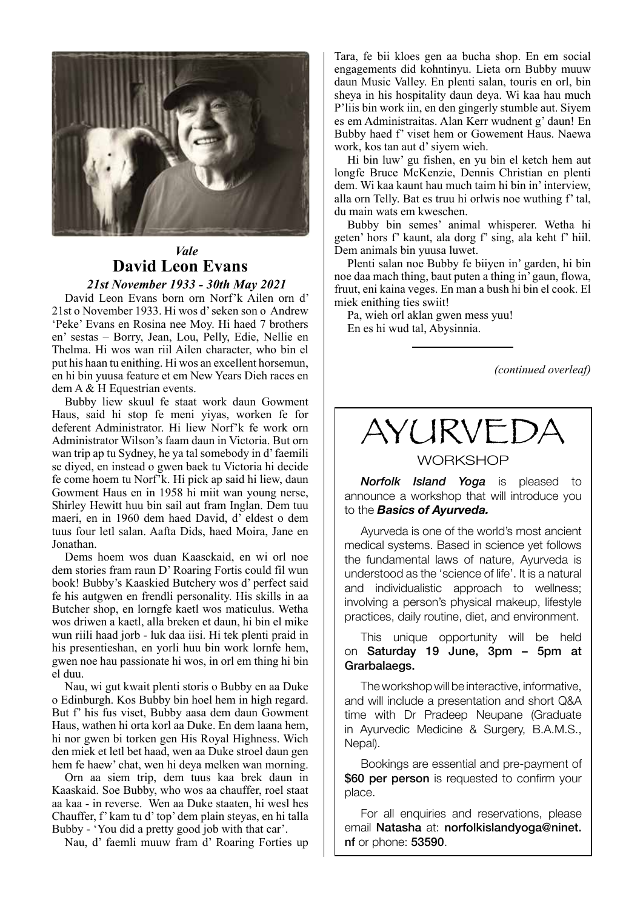*Vale*

## David Leon Evans

***21st November 1933 - 30th May 2021***

David Leon Evans born orn Norf'k Ailen orn d' 21st o November 1933. Hi wos d' seken son o Andrew 'Peke' Evans en Rosina nee Moy. Hi haed 7 brothers en' sestas – Borry, Jean, Lou, Pelly, Edie, Nellie en Thelma. Hi wos wan riil Ailen character, who bin el put his haan tu enithing. Hi wos an excellent horsemun, en hi bin yuusa feature et em New Years Dieh races en dem A & H Equestrian events.

Bubby liew skuul fe staat work daun Gowment Haus, said hi stop fe meni yiyas, worken fe for deferent Administrator. Hi liew Norf'k fe work orn Administrator Wilson's faam daun in Victoria. But orn wan trip ap tu Sydney, he ya tal somebody in d' faemili se diyed, en instead o gwen baek tu Victoria hi decide fe come hoem tu Norf'k. Hi pick ap said hi liew, daun Gowment Haus en in 1958 hi miit wan young nerse, Shirley Hewitt huu bin sail aut fram Inglan. Dem tuu maeri, en in 1960 dem haed David, d' eldest o dem tuus four letl salan. Aafta Dids, haed Moira, Jane en Jonathan.

Dems hoem wos duan Kaasckaid, en wi orl noe dem stories fram raun D' Roaring Fortis could fil wun book! Bubby's Kaaskied Butchery wos d' perfect said fe his autgwen en frendli personality. His skills in aa Butcher shop, en lorngfe kaetl wos maticulus. Wetha wos driwen a kaetl, alla breken et daun, hi bin el mike wun riili haad jorb - luk daa iisi. Hi tek plenti praid in his presentieshan, en yorli huu bin work lornfe hem, gwen noe hau passionate hi wos, in orl em thing hi bin el duu.

Nau, wi gut kwait plenti storis o Bubby en aa Duke o Edinburgh. Kos Bubby bin hoel hem in high regard. But f' his fus viset, Bubby aasa dem daun Gowment Haus, wathen hi orta korl aa Duke. En dem laana hem, hi nor gwen bi torken gen His Royal Highness. Wich den miek et letl bet haad, wen aa Duke stroel daun gen hem fe haew' chat, wen hi deya melken wan morning.

Orn aa siem trip, dem tuus kaa brek daun in Kaaskaid. Soe Bubby, who wos aa chauffer, roel staat aa kaa - in reverse. Wen aa Duke staaten, hi wesl hes Chauffer, f' kam tu d' top' dem plain steyas, en hi talla Bubby - 'You did a pretty good job with that car'.

Nau, d' faemli muuw fram d' Roaring Forties up Tara, fe bii kloes gen aa bucha shop. En em social engagements did kohntinyu. Lieta orn Bubby muuw daun Music Valley. En plenti salan, touris en orl, bin sheya in his hospitality daun deya. Wi kaa hau much P'liis bin work iin, en den gingerly stumble aut. Siyem es em Administraitas. Alan Kerr wudnent g' daun! En Bubby haed f' viset hem or Gowement Haus. Naewa work, kos tan aut d' siyem wieh.

Hi bin luw' gu fishen, en yu bin el ketch hem aut longfe Bruce McKenzie, Dennis Christian en plenti dem. Wi kaa kaunt hau much taim hi bin in' interview, alla orn Telly. Bat es truu hi orlwis noe wuthing f' tal, du main wats em kweschen.

Bubby bin semes' animal whisperer. Wetha hi geten' hors f' kaunt, ala dorg f' sing, ala keht f' hiil. Dem animals bin yuusa luwet.

Plenti salan noe Bubby fe biiyen in' garden, hi bin noe daa mach thing, baut puten a thing in' gaun, flowa, fruut, eni kaina veges. En man a bush hi bin el cook. El miek enithing ties swiit!

Pa, wieh orl aklan gwen mess yuu!

En es hi wud tal, Abysinnia.

*(continued overleaf)*

---

# AYURVEDA

### WORKSHOP

***Norfolk Island Yoga*** is pleased to announce a workshop that will introduce you to the ***Basics of Ayurveda.***

Ayurveda is one of the world's most ancient medical systems. Based in science yet follows the fundamental laws of nature, Ayurveda is understood as the 'science of life'. It is a natural and individualistic approach to wellness; involving a person's physical makeup, lifestyle practices, daily routine, diet, and environment.

This unique opportunity will be held on **Saturday 19 June, 3pm – 5pm at Grarbalaegs.**

The workshop will be interactive, informative, and will include a presentation and short Q&A time with Dr Pradeep Neupane (Graduate in Ayurvedic Medicine & Surgery, B.A.M.S., Nepal).

Bookings are essential and pre-payment of **$60 per person** is requested to confirm your place.

For all enquiries and reservations, please email **Natasha** at: **norfolkislandyoga@ninet.nf** or phone: **53590**.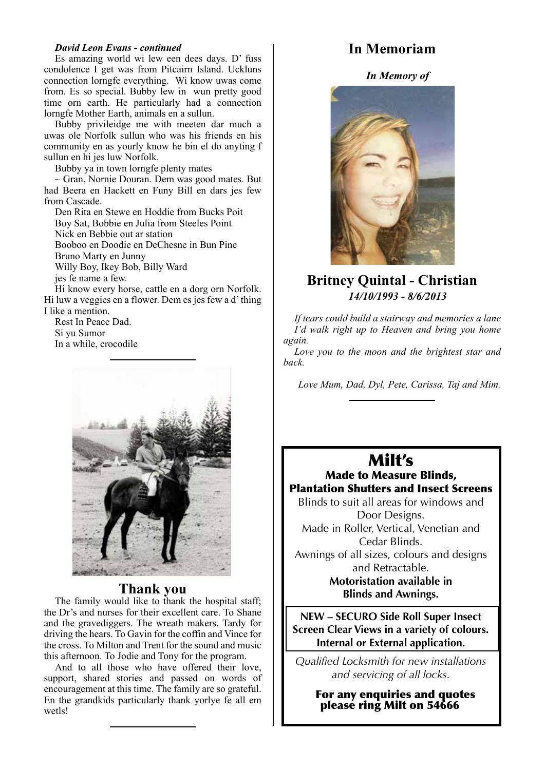***David Leon Evans - continued***

Es amazing world wi lew een dees days. D' fuss condolence I get was from Pitcairn Island. Uckluns connection lorngfe everything. Wi know uwas come from. Es so special. Bubby lew in wun pretty good time orn earth. He particularly had a connection lorngfe Mother Earth, animals en a sullun.

Bubby privileidge me with meeten dar much a uwas ole Norfolk sullun who was his friends en his community en as yourly know he bin el do anyting f sullun en hi jes luw Norfolk.

Bubby ya in town lorngfe plenty mates

~ Gran, Nornie Douran. Dem was good mates. But had Beera en Hackett en Funy Bill en dars jes few from Cascade.

Den Rita en Stewe en Hoddie from Bucks Poit
Boy Sat, Bobbie en Julia from Steeles Point
Nick en Bebbie out ar station
Booboo en Doodie en DeChesne in Bun Pine
Bruno Marty en Junny
Willy Boy, Ikey Bob, Billy Ward
jes fe name a few.

Hi know every horse, cattle en a dorg orn Norfolk. Hi luw a veggies en a flower. Dem es jes few a d' thing I like a mention.

Rest In Peace Dad.
Si yu Sumor
In a while, crocodile

## Thank you

The family would like to thank the hospital staff; the Dr's and nurses for their excellent care. To Shane and the gravediggers. The wreath makers. Tardy for driving the hears. To Gavin for the coffin and Vince for the cross. To Milton and Trent for the sound and music this afternoon. To Jodie and Tony for the program.

And to all those who have offered their love, support, shared stories and passed on words of encouragement at this time. The family are so grateful. En the grandkids particularly thank yorlye fe all em wetls!

# In Memoriam

***In Memory of***

## Britney Quintal - Christian

***14/10/1993 - 8/6/2013***

*If tears could build a stairway and memories a lane*
*I'd walk right up to Heaven and bring you home again.*
*Love you to the moon and the brightest star and back.*

*Love Mum, Dad, Dyl, Pete, Carissa, Taj and Mim.*

## Milt's

**Made to Measure Blinds,**
**Plantation Shutters and Insect Screens**

Blinds to suit all areas for windows and Door Designs.
Made in Roller, Vertical, Venetian and Cedar Blinds.
Awnings of all sizes, colours and designs and Retractable.
**Motoristation available in Blinds and Awnings.**

**NEW – SECURO Side Roll Super Insect Screen Clear Views in a variety of colours. Internal or External application.**

*Qualified Locksmith for new installations and servicing of all locks.*

**For any enquiries and quotes please ring Milt on 54666**